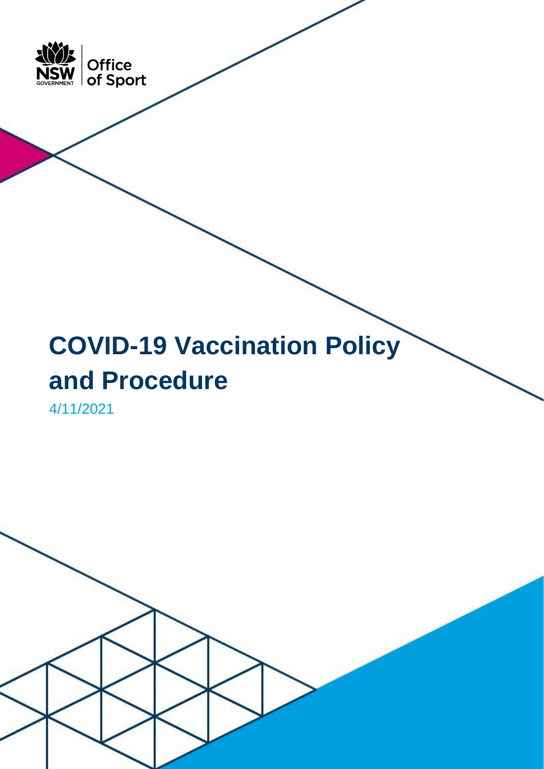NSW GOVERNMENT | Office of Sport

# COVID-19 Vaccination Policy and Procedure

4/11/2021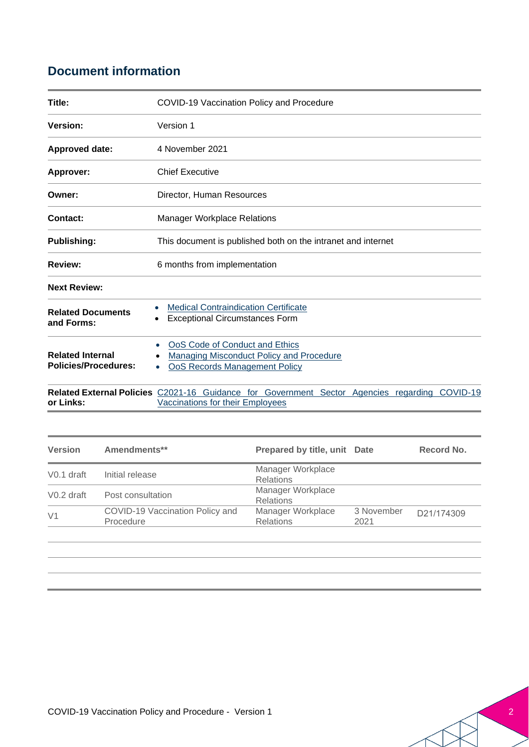## Document information

| | |
|---|---|
| **Title:** | COVID-19 Vaccination Policy and Procedure |
| **Version:** | Version 1 |
| **Approved date:** | 4 November 2021 |
| **Approver:** | Chief Executive |
| **Owner:** | Director, Human Resources |
| **Contact:** | Manager Workplace Relations |
| **Publishing:** | This document is published both on the intranet and internet |
| **Review:** | 6 months from implementation |
| **Next Review:** | |
| **Related Documents and Forms:** | • Medical Contraindication Certificate<br>• Exceptional Circumstances Form |
| **Related Internal Policies/Procedures:** | • OoS Code of Conduct and Ethics<br>• Managing Misconduct Policy and Procedure<br>• OoS Records Management Policy |
| **Related External Policies or Links:** | C2021-16 Guidance for Government Sector Agencies regarding COVID-19 Vaccinations for their Employees |

| Version | Amendments** | Prepared by title, unit | Date | Record No. |
|---|---|---|---|---|
| V0.1 draft | Initial release | Manager Workplace Relations | | |
| V0.2 draft | Post consultation | Manager Workplace Relations | | |
| V1 | COVID-19 Vaccination Policy and Procedure | Manager Workplace Relations | 3 November 2021 | D21/174309 |
| | | | | |
| | | | | |
| | | | | |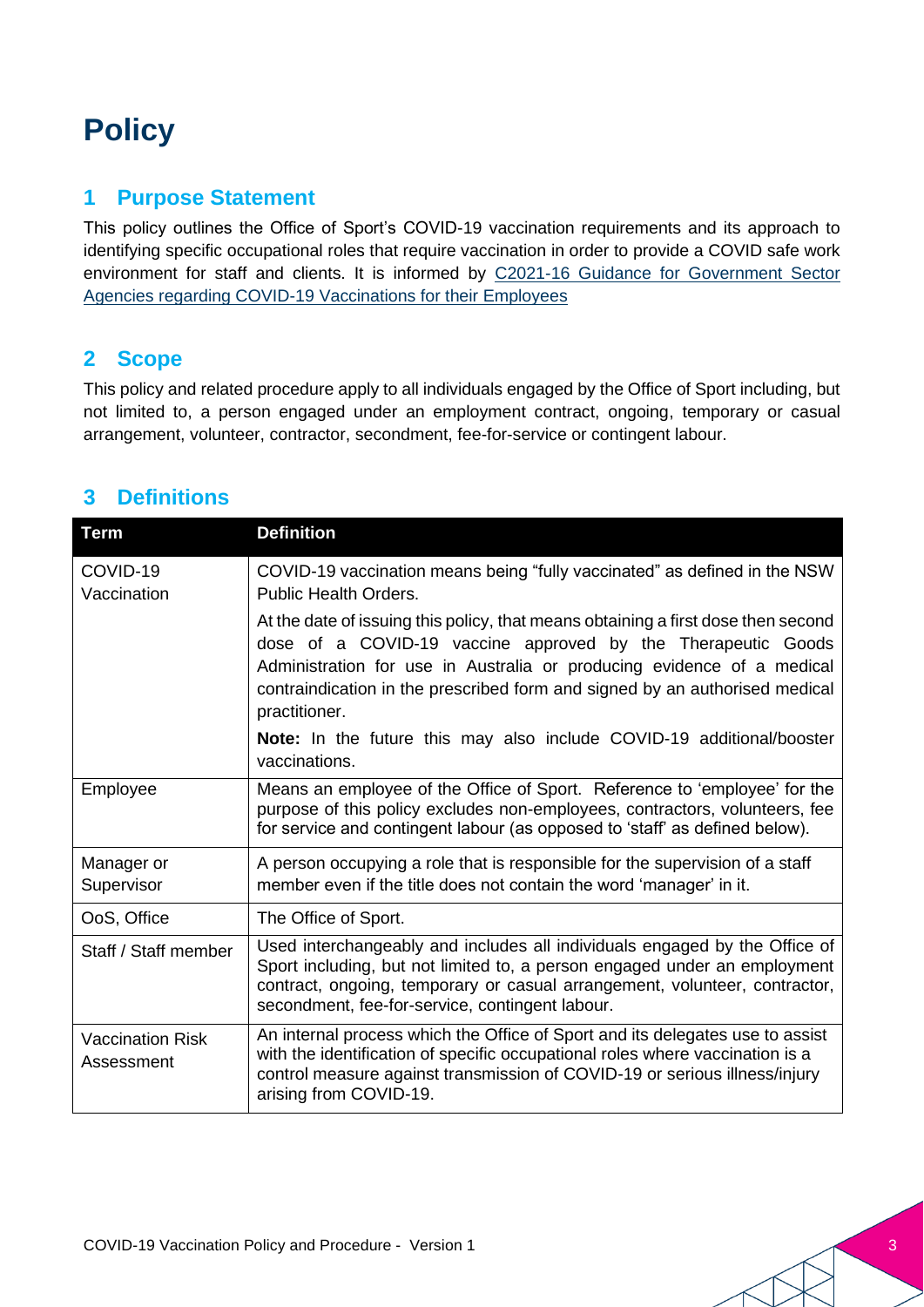# Policy

## 1 Purpose Statement

This policy outlines the Office of Sport's COVID-19 vaccination requirements and its approach to identifying specific occupational roles that require vaccination in order to provide a COVID safe work environment for staff and clients. It is informed by [C2021-16 Guidance for Government Sector Agencies regarding COVID-19 Vaccinations for their Employees]

## 2 Scope

This policy and related procedure apply to all individuals engaged by the Office of Sport including, but not limited to, a person engaged under an employment contract, ongoing, temporary or casual arrangement, volunteer, contractor, secondment, fee-for-service or contingent labour.

## 3 Definitions

| Term | Definition |
|---|---|
| COVID-19 Vaccination | COVID-19 vaccination means being "fully vaccinated" as defined in the NSW Public Health Orders.<br><br>At the date of issuing this policy, that means obtaining a first dose then second dose of a COVID-19 vaccine approved by the Therapeutic Goods Administration for use in Australia or producing evidence of a medical contraindication in the prescribed form and signed by an authorised medical practitioner.<br><br>**Note:** In the future this may also include COVID-19 additional/booster vaccinations. |
| Employee | Means an employee of the Office of Sport. Reference to 'employee' for the purpose of this policy excludes non-employees, contractors, volunteers, fee for service and contingent labour (as opposed to 'staff' as defined below). |
| Manager or Supervisor | A person occupying a role that is responsible for the supervision of a staff member even if the title does not contain the word 'manager' in it. |
| OoS, Office | The Office of Sport. |
| Staff / Staff member | Used interchangeably and includes all individuals engaged by the Office of Sport including, but not limited to, a person engaged under an employment contract, ongoing, temporary or casual arrangement, volunteer, contractor, secondment, fee-for-service, contingent labour. |
| Vaccination Risk Assessment | An internal process which the Office of Sport and its delegates use to assist with the identification of specific occupational roles where vaccination is a control measure against transmission of COVID-19 or serious illness/injury arising from COVID-19. |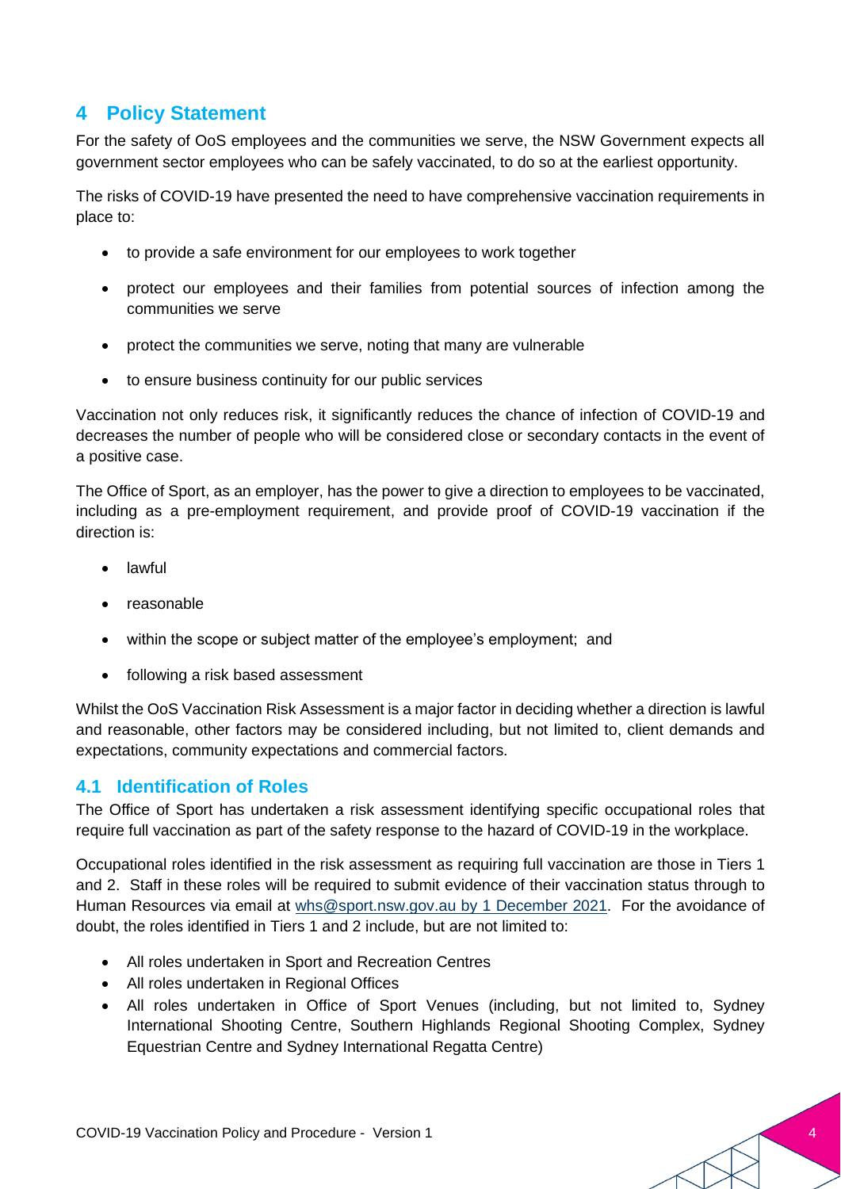## 4 Policy Statement

For the safety of OoS employees and the communities we serve, the NSW Government expects all government sector employees who can be safely vaccinated, to do so at the earliest opportunity.

The risks of COVID-19 have presented the need to have comprehensive vaccination requirements in place to:

- to provide a safe environment for our employees to work together
- protect our employees and their families from potential sources of infection among the communities we serve
- protect the communities we serve, noting that many are vulnerable
- to ensure business continuity for our public services

Vaccination not only reduces risk, it significantly reduces the chance of infection of COVID-19 and decreases the number of people who will be considered close or secondary contacts in the event of a positive case.

The Office of Sport, as an employer, has the power to give a direction to employees to be vaccinated, including as a pre-employment requirement, and provide proof of COVID-19 vaccination if the direction is:

- lawful
- reasonable
- within the scope or subject matter of the employee's employment; and
- following a risk based assessment

Whilst the OoS Vaccination Risk Assessment is a major factor in deciding whether a direction is lawful and reasonable, other factors may be considered including, but not limited to, client demands and expectations, community expectations and commercial factors.

### 4.1 Identification of Roles

The Office of Sport has undertaken a risk assessment identifying specific occupational roles that require full vaccination as part of the safety response to the hazard of COVID-19 in the workplace.

Occupational roles identified in the risk assessment as requiring full vaccination are those in Tiers 1 and 2. Staff in these roles will be required to submit evidence of their vaccination status through to Human Resources via email at whs@sport.nsw.gov.au by 1 December 2021. For the avoidance of doubt, the roles identified in Tiers 1 and 2 include, but are not limited to:

- All roles undertaken in Sport and Recreation Centres
- All roles undertaken in Regional Offices
- All roles undertaken in Office of Sport Venues (including, but not limited to, Sydney International Shooting Centre, Southern Highlands Regional Shooting Complex, Sydney Equestrian Centre and Sydney International Regatta Centre)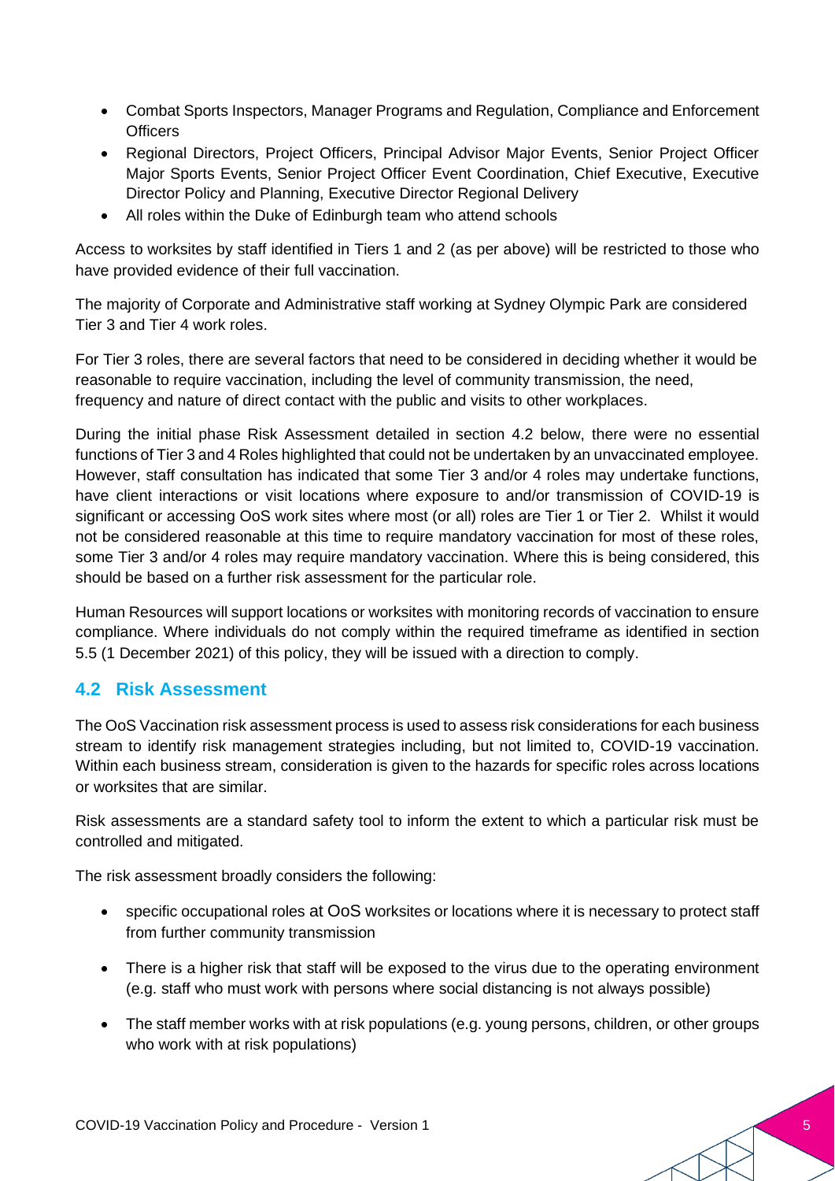- Combat Sports Inspectors, Manager Programs and Regulation, Compliance and Enforcement Officers
- Regional Directors, Project Officers, Principal Advisor Major Events, Senior Project Officer Major Sports Events, Senior Project Officer Event Coordination, Chief Executive, Executive Director Policy and Planning, Executive Director Regional Delivery
- All roles within the Duke of Edinburgh team who attend schools

Access to worksites by staff identified in Tiers 1 and 2 (as per above) will be restricted to those who have provided evidence of their full vaccination.

The majority of Corporate and Administrative staff working at Sydney Olympic Park are considered Tier 3 and Tier 4 work roles.

For Tier 3 roles, there are several factors that need to be considered in deciding whether it would be reasonable to require vaccination, including the level of community transmission, the need, frequency and nature of direct contact with the public and visits to other workplaces.

During the initial phase Risk Assessment detailed in section 4.2 below, there were no essential functions of Tier 3 and 4 Roles highlighted that could not be undertaken by an unvaccinated employee. However, staff consultation has indicated that some Tier 3 and/or 4 roles may undertake functions, have client interactions or visit locations where exposure to and/or transmission of COVID-19 is significant or accessing OoS work sites where most (or all) roles are Tier 1 or Tier 2. Whilst it would not be considered reasonable at this time to require mandatory vaccination for most of these roles, some Tier 3 and/or 4 roles may require mandatory vaccination. Where this is being considered, this should be based on a further risk assessment for the particular role.

Human Resources will support locations or worksites with monitoring records of vaccination to ensure compliance. Where individuals do not comply within the required timeframe as identified in section 5.5 (1 December 2021) of this policy, they will be issued with a direction to comply.

## 4.2 Risk Assessment

The OoS Vaccination risk assessment process is used to assess risk considerations for each business stream to identify risk management strategies including, but not limited to, COVID-19 vaccination. Within each business stream, consideration is given to the hazards for specific roles across locations or worksites that are similar.

Risk assessments are a standard safety tool to inform the extent to which a particular risk must be controlled and mitigated.

The risk assessment broadly considers the following:

- specific occupational roles at OoS worksites or locations where it is necessary to protect staff from further community transmission
- There is a higher risk that staff will be exposed to the virus due to the operating environment (e.g. staff who must work with persons where social distancing is not always possible)
- The staff member works with at risk populations (e.g. young persons, children, or other groups who work with at risk populations)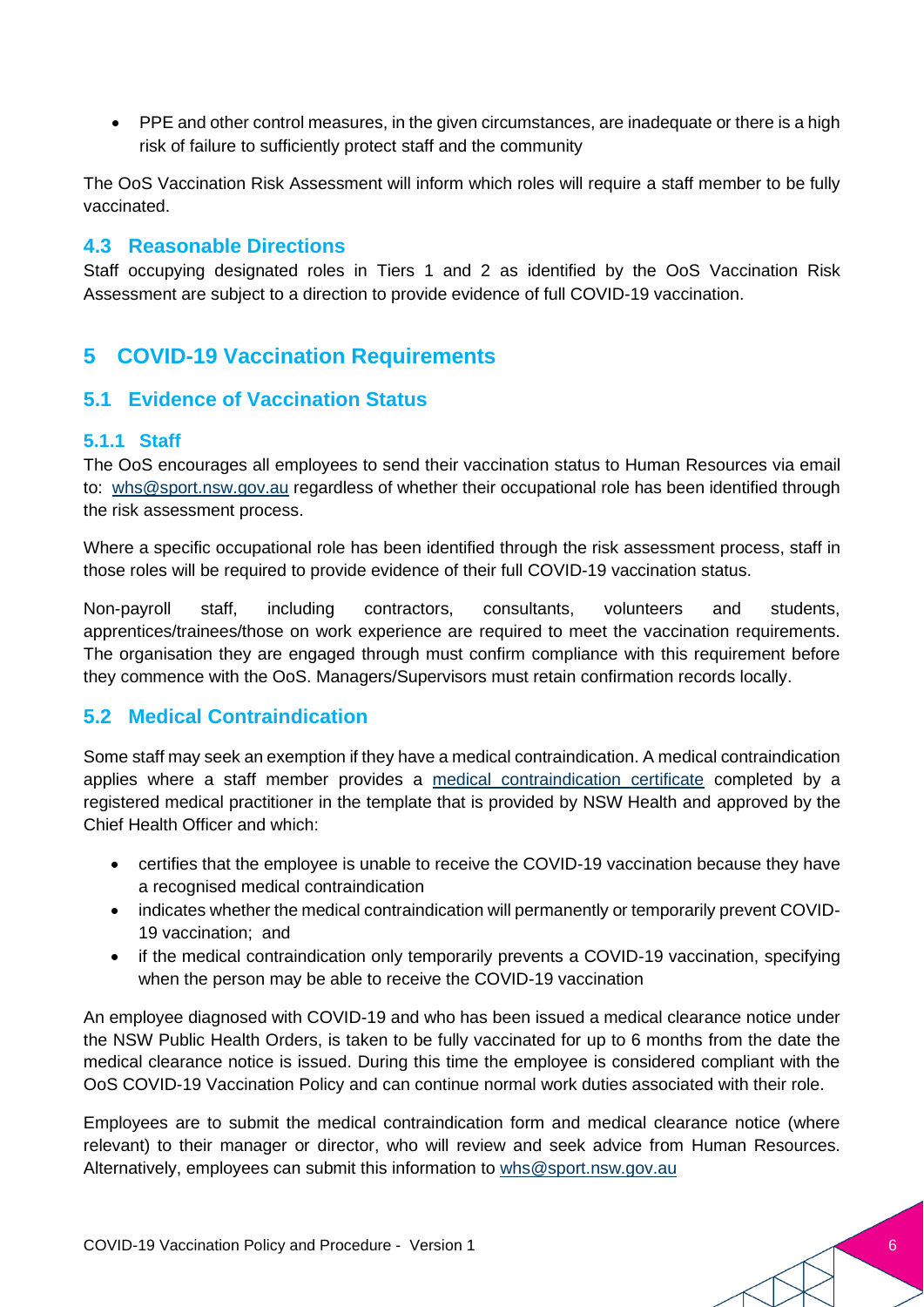- PPE and other control measures, in the given circumstances, are inadequate or there is a high risk of failure to sufficiently protect staff and the community

The OoS Vaccination Risk Assessment will inform which roles will require a staff member to be fully vaccinated.

### 4.3 Reasonable Directions

Staff occupying designated roles in Tiers 1 and 2 as identified by the OoS Vaccination Risk Assessment are subject to a direction to provide evidence of full COVID-19 vaccination.

## 5 COVID-19 Vaccination Requirements

### 5.1 Evidence of Vaccination Status

#### 5.1.1 Staff

The OoS encourages all employees to send their vaccination status to Human Resources via email to: whs@sport.nsw.gov.au regardless of whether their occupational role has been identified through the risk assessment process.

Where a specific occupational role has been identified through the risk assessment process, staff in those roles will be required to provide evidence of their full COVID-19 vaccination status.

Non-payroll staff, including contractors, consultants, volunteers and students, apprentices/trainees/those on work experience are required to meet the vaccination requirements. The organisation they are engaged through must confirm compliance with this requirement before they commence with the OoS. Managers/Supervisors must retain confirmation records locally.

### 5.2 Medical Contraindication

Some staff may seek an exemption if they have a medical contraindication. A medical contraindication applies where a staff member provides a medical contraindication certificate completed by a registered medical practitioner in the template that is provided by NSW Health and approved by the Chief Health Officer and which:

- certifies that the employee is unable to receive the COVID-19 vaccination because they have a recognised medical contraindication
- indicates whether the medical contraindication will permanently or temporarily prevent COVID-19 vaccination; and
- if the medical contraindication only temporarily prevents a COVID-19 vaccination, specifying when the person may be able to receive the COVID-19 vaccination

An employee diagnosed with COVID-19 and who has been issued a medical clearance notice under the NSW Public Health Orders, is taken to be fully vaccinated for up to 6 months from the date the medical clearance notice is issued. During this time the employee is considered compliant with the OoS COVID-19 Vaccination Policy and can continue normal work duties associated with their role.

Employees are to submit the medical contraindication form and medical clearance notice (where relevant) to their manager or director, who will review and seek advice from Human Resources. Alternatively, employees can submit this information to whs@sport.nsw.gov.au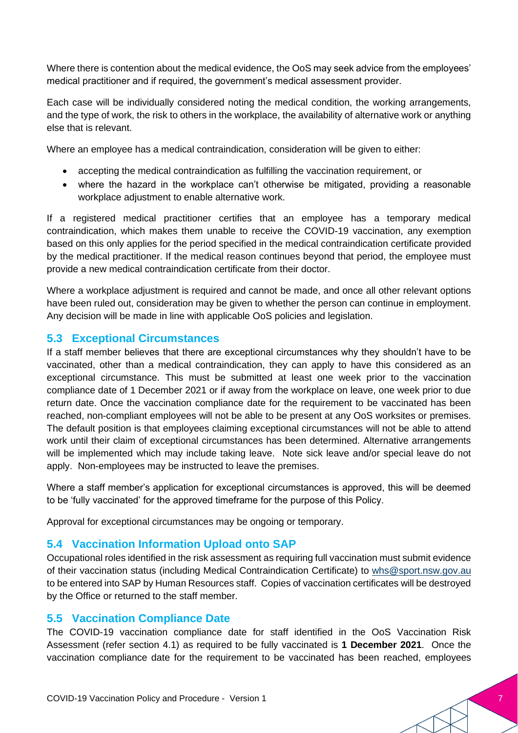Where there is contention about the medical evidence, the OoS may seek advice from the employees' medical practitioner and if required, the government's medical assessment provider.

Each case will be individually considered noting the medical condition, the working arrangements, and the type of work, the risk to others in the workplace, the availability of alternative work or anything else that is relevant.

Where an employee has a medical contraindication, consideration will be given to either:

- accepting the medical contraindication as fulfilling the vaccination requirement, or
- where the hazard in the workplace can't otherwise be mitigated, providing a reasonable workplace adjustment to enable alternative work.

If a registered medical practitioner certifies that an employee has a temporary medical contraindication, which makes them unable to receive the COVID-19 vaccination, any exemption based on this only applies for the period specified in the medical contraindication certificate provided by the medical practitioner. If the medical reason continues beyond that period, the employee must provide a new medical contraindication certificate from their doctor.

Where a workplace adjustment is required and cannot be made, and once all other relevant options have been ruled out, consideration may be given to whether the person can continue in employment. Any decision will be made in line with applicable OoS policies and legislation.

## 5.3 Exceptional Circumstances

If a staff member believes that there are exceptional circumstances why they shouldn't have to be vaccinated, other than a medical contraindication, they can apply to have this considered as an exceptional circumstance. This must be submitted at least one week prior to the vaccination compliance date of 1 December 2021 or if away from the workplace on leave, one week prior to due return date. Once the vaccination compliance date for the requirement to be vaccinated has been reached, non-compliant employees will not be able to be present at any OoS worksites or premises. The default position is that employees claiming exceptional circumstances will not be able to attend work until their claim of exceptional circumstances has been determined. Alternative arrangements will be implemented which may include taking leave. Note sick leave and/or special leave do not apply. Non-employees may be instructed to leave the premises.

Where a staff member's application for exceptional circumstances is approved, this will be deemed to be 'fully vaccinated' for the approved timeframe for the purpose of this Policy.

Approval for exceptional circumstances may be ongoing or temporary.

## 5.4 Vaccination Information Upload onto SAP

Occupational roles identified in the risk assessment as requiring full vaccination must submit evidence of their vaccination status (including Medical Contraindication Certificate) to whs@sport.nsw.gov.au to be entered into SAP by Human Resources staff. Copies of vaccination certificates will be destroyed by the Office or returned to the staff member.

## 5.5 Vaccination Compliance Date

The COVID-19 vaccination compliance date for staff identified in the OoS Vaccination Risk Assessment (refer section 4.1) as required to be fully vaccinated is **1 December 2021**. Once the vaccination compliance date for the requirement to be vaccinated has been reached, employees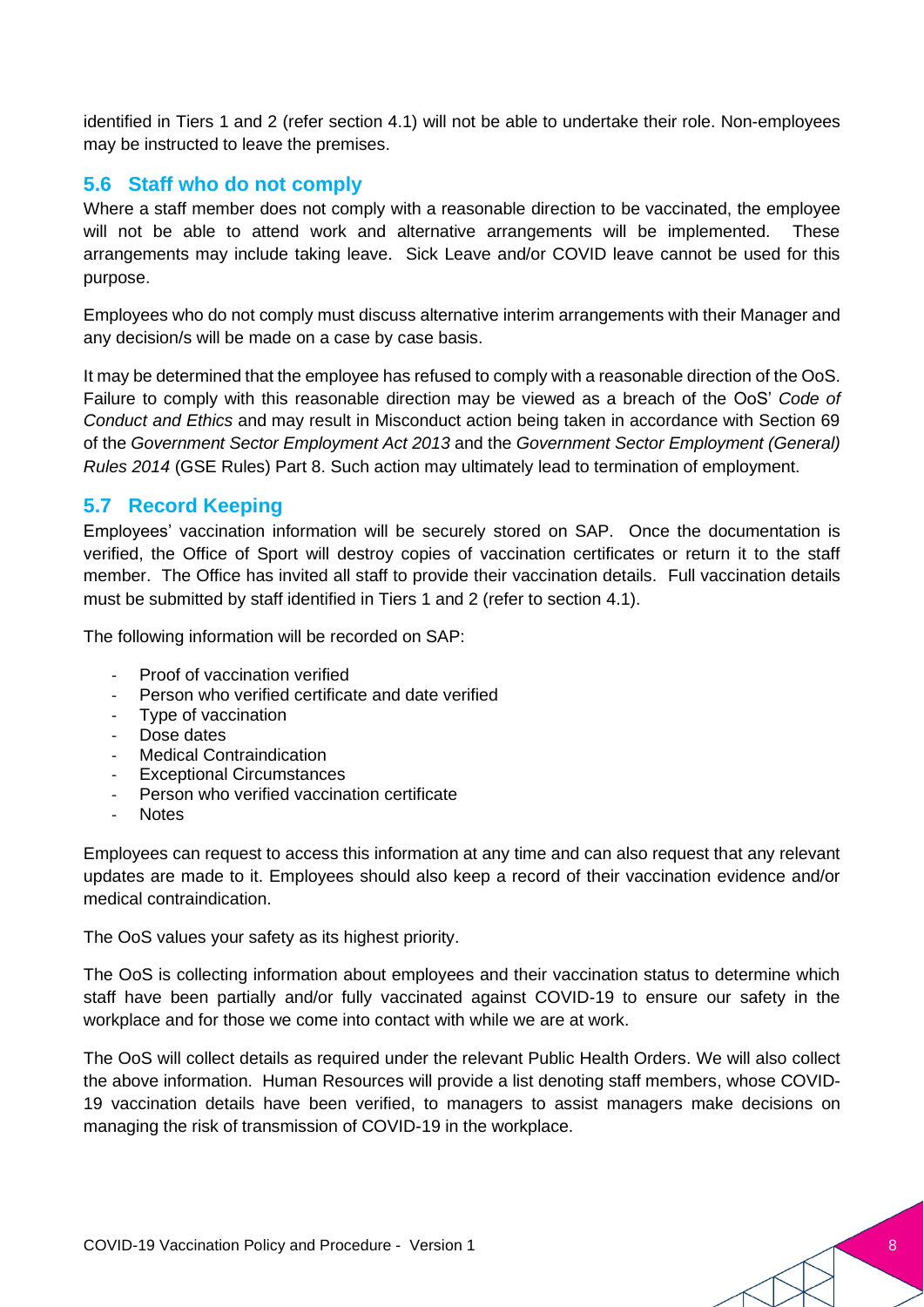identified in Tiers 1 and 2 (refer section 4.1) will not be able to undertake their role. Non-employees may be instructed to leave the premises.

## 5.6 Staff who do not comply

Where a staff member does not comply with a reasonable direction to be vaccinated, the employee will not be able to attend work and alternative arrangements will be implemented. These arrangements may include taking leave. Sick Leave and/or COVID leave cannot be used for this purpose.

Employees who do not comply must discuss alternative interim arrangements with their Manager and any decision/s will be made on a case by case basis.

It may be determined that the employee has refused to comply with a reasonable direction of the OoS. Failure to comply with this reasonable direction may be viewed as a breach of the OoS' *Code of Conduct and Ethics* and may result in Misconduct action being taken in accordance with Section 69 of the *Government Sector Employment Act 2013* and the *Government Sector Employment (General) Rules 2014* (GSE Rules) Part 8. Such action may ultimately lead to termination of employment.

## 5.7 Record Keeping

Employees' vaccination information will be securely stored on SAP. Once the documentation is verified, the Office of Sport will destroy copies of vaccination certificates or return it to the staff member. The Office has invited all staff to provide their vaccination details. Full vaccination details must be submitted by staff identified in Tiers 1 and 2 (refer to section 4.1).

The following information will be recorded on SAP:

- Proof of vaccination verified
- Person who verified certificate and date verified
- Type of vaccination
- Dose dates
- Medical Contraindication
- Exceptional Circumstances
- Person who verified vaccination certificate
- Notes

Employees can request to access this information at any time and can also request that any relevant updates are made to it. Employees should also keep a record of their vaccination evidence and/or medical contraindication.

The OoS values your safety as its highest priority.

The OoS is collecting information about employees and their vaccination status to determine which staff have been partially and/or fully vaccinated against COVID-19 to ensure our safety in the workplace and for those we come into contact with while we are at work.

The OoS will collect details as required under the relevant Public Health Orders. We will also collect the above information. Human Resources will provide a list denoting staff members, whose COVID-19 vaccination details have been verified, to managers to assist managers make decisions on managing the risk of transmission of COVID-19 in the workplace.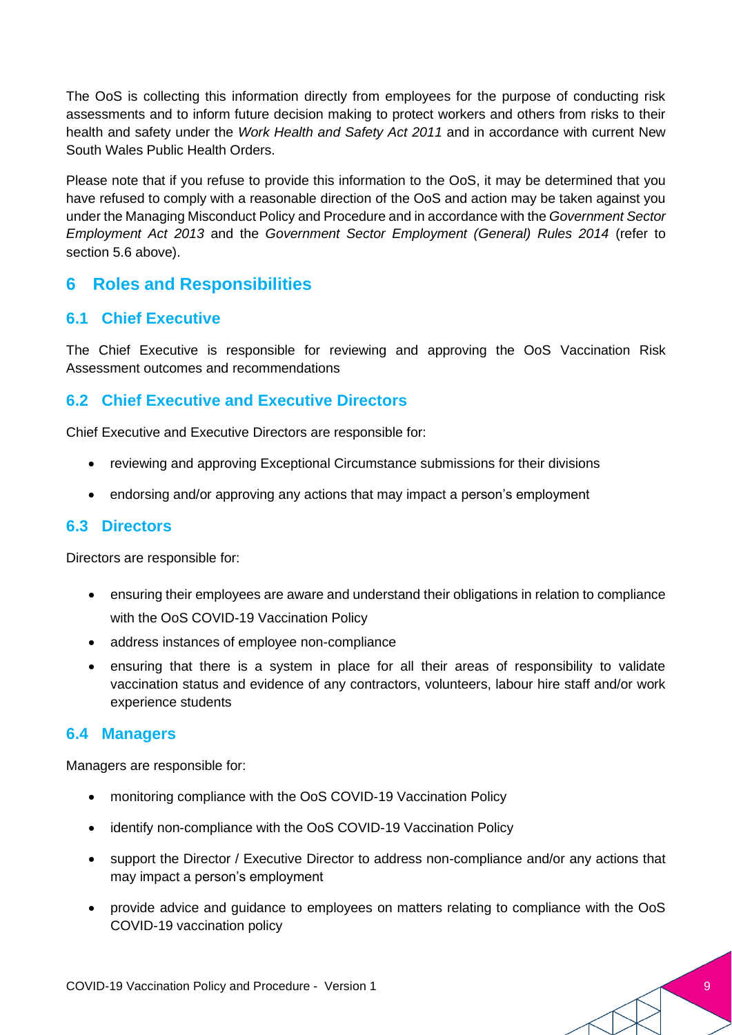The OoS is collecting this information directly from employees for the purpose of conducting risk assessments and to inform future decision making to protect workers and others from risks to their health and safety under the *Work Health and Safety Act 2011* and in accordance with current New South Wales Public Health Orders.

Please note that if you refuse to provide this information to the OoS, it may be determined that you have refused to comply with a reasonable direction of the OoS and action may be taken against you under the Managing Misconduct Policy and Procedure and in accordance with the *Government Sector Employment Act 2013* and the *Government Sector Employment (General) Rules 2014* (refer to section 5.6 above).

# 6 Roles and Responsibilities

## 6.1 Chief Executive

The Chief Executive is responsible for reviewing and approving the OoS Vaccination Risk Assessment outcomes and recommendations

## 6.2 Chief Executive and Executive Directors

Chief Executive and Executive Directors are responsible for:

- reviewing and approving Exceptional Circumstance submissions for their divisions
- endorsing and/or approving any actions that may impact a person's employment

## 6.3 Directors

Directors are responsible for:

- ensuring their employees are aware and understand their obligations in relation to compliance with the OoS COVID-19 Vaccination Policy
- address instances of employee non-compliance
- ensuring that there is a system in place for all their areas of responsibility to validate vaccination status and evidence of any contractors, volunteers, labour hire staff and/or work experience students

## 6.4 Managers

Managers are responsible for:

- monitoring compliance with the OoS COVID-19 Vaccination Policy
- identify non-compliance with the OoS COVID-19 Vaccination Policy
- support the Director / Executive Director to address non-compliance and/or any actions that may impact a person's employment
- provide advice and guidance to employees on matters relating to compliance with the OoS COVID-19 vaccination policy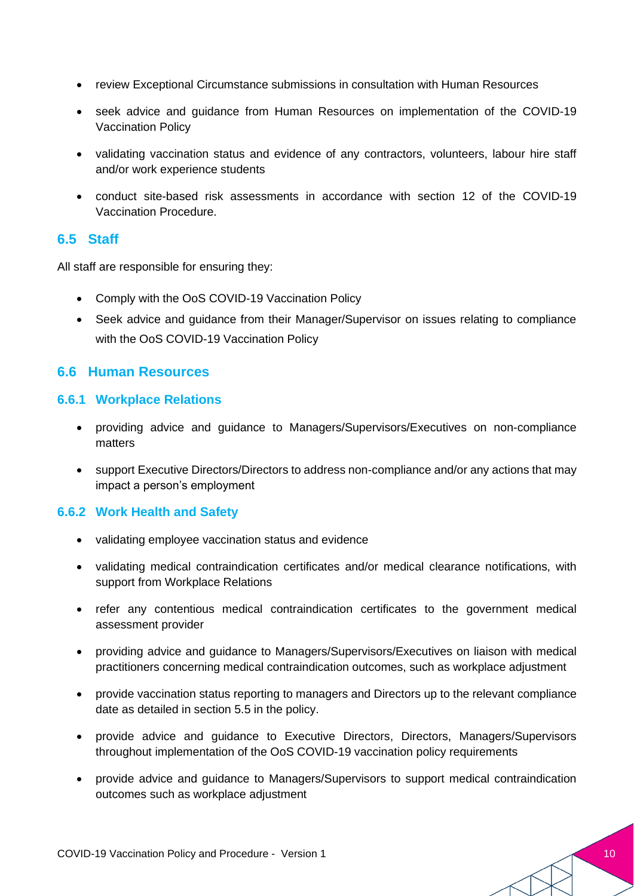- review Exceptional Circumstance submissions in consultation with Human Resources
- seek advice and guidance from Human Resources on implementation of the COVID-19 Vaccination Policy
- validating vaccination status and evidence of any contractors, volunteers, labour hire staff and/or work experience students
- conduct site-based risk assessments in accordance with section 12 of the COVID-19 Vaccination Procedure.

## 6.5 Staff

All staff are responsible for ensuring they:

- Comply with the OoS COVID-19 Vaccination Policy
- Seek advice and guidance from their Manager/Supervisor on issues relating to compliance with the OoS COVID-19 Vaccination Policy

## 6.6 Human Resources

### 6.6.1 Workplace Relations

- providing advice and guidance to Managers/Supervisors/Executives on non-compliance matters
- support Executive Directors/Directors to address non-compliance and/or any actions that may impact a person's employment

### 6.6.2 Work Health and Safety

- validating employee vaccination status and evidence
- validating medical contraindication certificates and/or medical clearance notifications, with support from Workplace Relations
- refer any contentious medical contraindication certificates to the government medical assessment provider
- providing advice and guidance to Managers/Supervisors/Executives on liaison with medical practitioners concerning medical contraindication outcomes, such as workplace adjustment
- provide vaccination status reporting to managers and Directors up to the relevant compliance date as detailed in section 5.5 in the policy.
- provide advice and guidance to Executive Directors, Directors, Managers/Supervisors throughout implementation of the OoS COVID-19 vaccination policy requirements
- provide advice and guidance to Managers/Supervisors to support medical contraindication outcomes such as workplace adjustment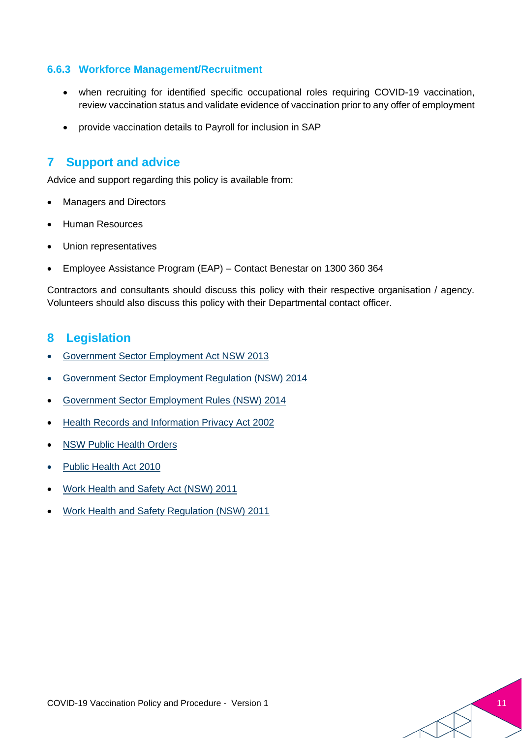### 6.6.3 Workforce Management/Recruitment

- when recruiting for identified specific occupational roles requiring COVID-19 vaccination, review vaccination status and validate evidence of vaccination prior to any offer of employment
- provide vaccination details to Payroll for inclusion in SAP

## 7 Support and advice

Advice and support regarding this policy is available from:

- Managers and Directors
- Human Resources
- Union representatives
- Employee Assistance Program (EAP) – Contact Benestar on 1300 360 364

Contractors and consultants should discuss this policy with their respective organisation / agency. Volunteers should also discuss this policy with their Departmental contact officer.

## 8 Legislation

- Government Sector Employment Act NSW 2013
- Government Sector Employment Regulation (NSW) 2014
- Government Sector Employment Rules (NSW) 2014
- Health Records and Information Privacy Act 2002
- NSW Public Health Orders
- Public Health Act 2010
- Work Health and Safety Act (NSW) 2011
- Work Health and Safety Regulation (NSW) 2011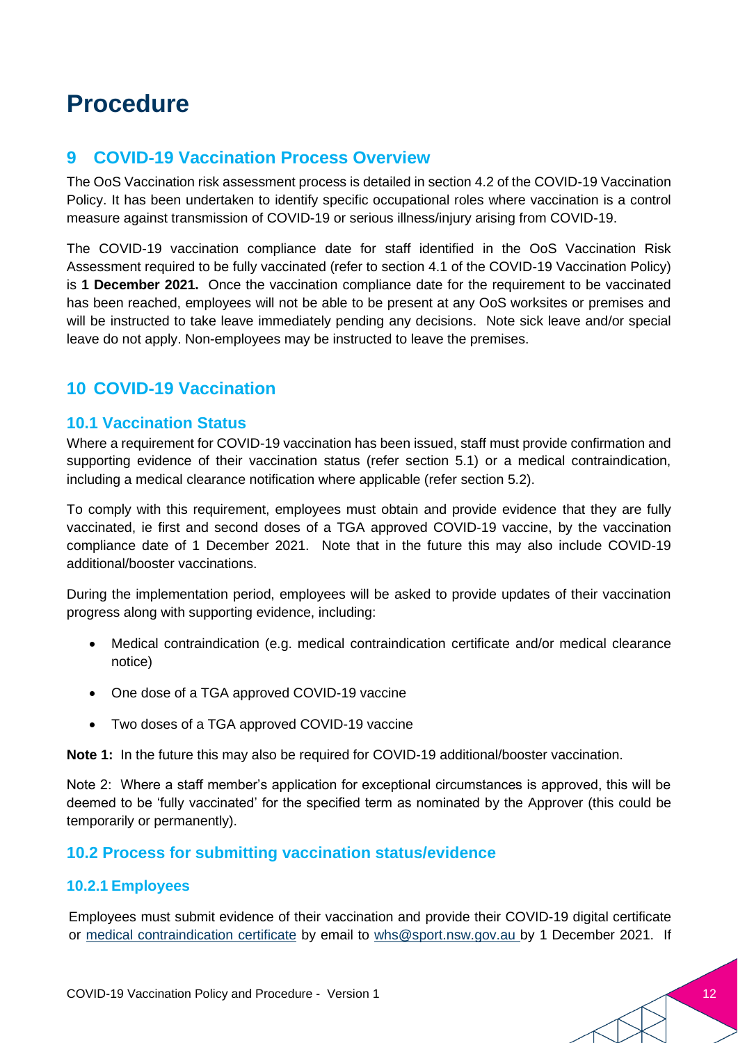# Procedure

## 9 COVID-19 Vaccination Process Overview

The OoS Vaccination risk assessment process is detailed in section 4.2 of the COVID-19 Vaccination Policy. It has been undertaken to identify specific occupational roles where vaccination is a control measure against transmission of COVID-19 or serious illness/injury arising from COVID-19.

The COVID-19 vaccination compliance date for staff identified in the OoS Vaccination Risk Assessment required to be fully vaccinated (refer to section 4.1 of the COVID-19 Vaccination Policy) is **1 December 2021.** Once the vaccination compliance date for the requirement to be vaccinated has been reached, employees will not be able to be present at any OoS worksites or premises and will be instructed to take leave immediately pending any decisions. Note sick leave and/or special leave do not apply. Non-employees may be instructed to leave the premises.

## 10 COVID-19 Vaccination

### 10.1 Vaccination Status

Where a requirement for COVID-19 vaccination has been issued, staff must provide confirmation and supporting evidence of their vaccination status (refer section 5.1) or a medical contraindication, including a medical clearance notification where applicable (refer section 5.2).

To comply with this requirement, employees must obtain and provide evidence that they are fully vaccinated, ie first and second doses of a TGA approved COVID-19 vaccine, by the vaccination compliance date of 1 December 2021. Note that in the future this may also include COVID-19 additional/booster vaccinations.

During the implementation period, employees will be asked to provide updates of their vaccination progress along with supporting evidence, including:

- Medical contraindication (e.g. medical contraindication certificate and/or medical clearance notice)
- One dose of a TGA approved COVID-19 vaccine
- Two doses of a TGA approved COVID-19 vaccine

**Note 1:** In the future this may also be required for COVID-19 additional/booster vaccination.

Note 2: Where a staff member's application for exceptional circumstances is approved, this will be deemed to be 'fully vaccinated' for the specified term as nominated by the Approver (this could be temporarily or permanently).

### 10.2 Process for submitting vaccination status/evidence

#### 10.2.1 Employees

Employees must submit evidence of their vaccination and provide their COVID-19 digital certificate or medical contraindication certificate by email to whs@sport.nsw.gov.au by 1 December 2021. If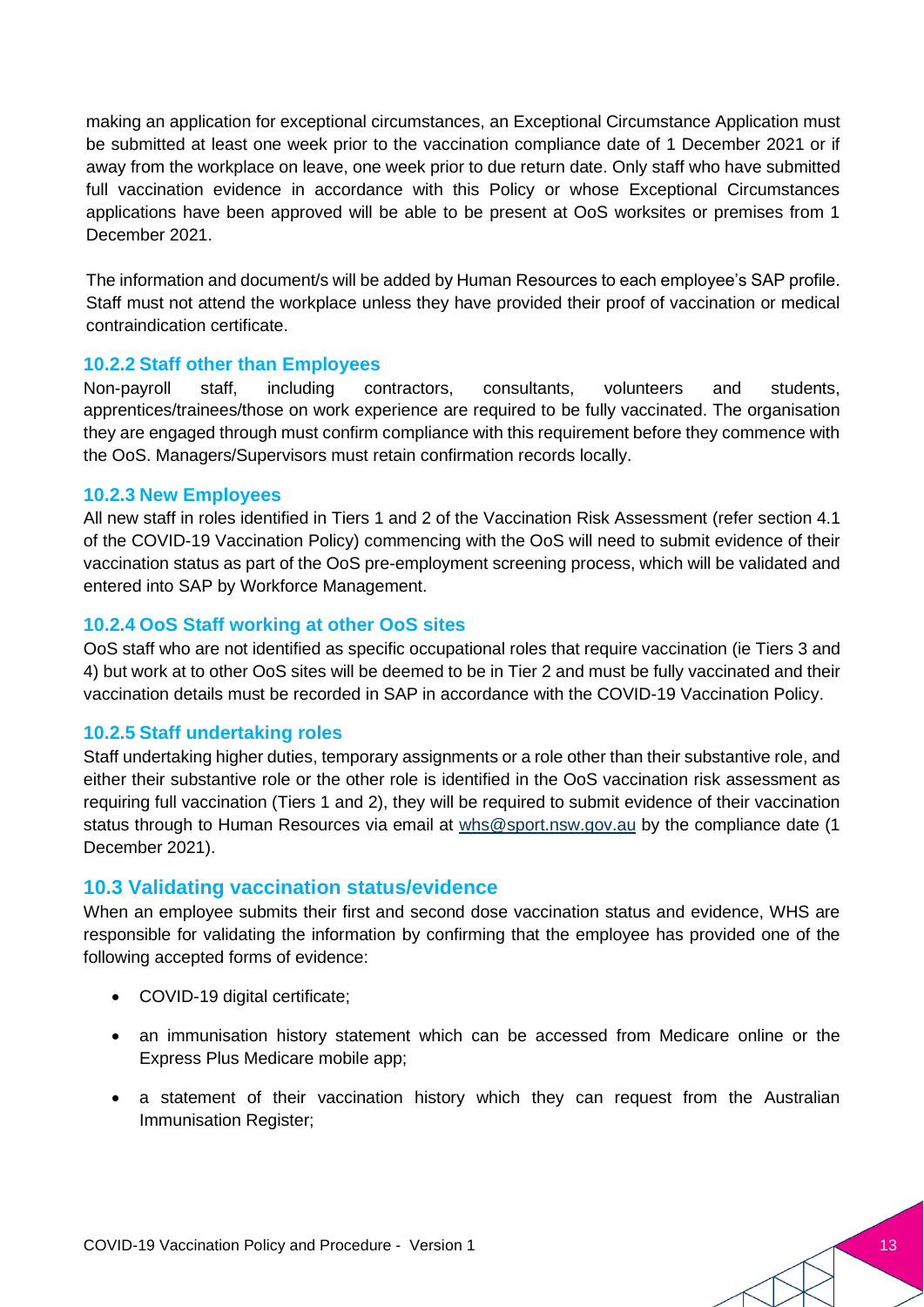making an application for exceptional circumstances, an Exceptional Circumstance Application must be submitted at least one week prior to the vaccination compliance date of 1 December 2021 or if away from the workplace on leave, one week prior to due return date. Only staff who have submitted full vaccination evidence in accordance with this Policy or whose Exceptional Circumstances applications have been approved will be able to be present at OoS worksites or premises from 1 December 2021.

The information and document/s will be added by Human Resources to each employee's SAP profile. Staff must not attend the workplace unless they have provided their proof of vaccination or medical contraindication certificate.

### 10.2.2 Staff other than Employees

Non-payroll staff, including contractors, consultants, volunteers and students, apprentices/trainees/those on work experience are required to be fully vaccinated. The organisation they are engaged through must confirm compliance with this requirement before they commence with the OoS. Managers/Supervisors must retain confirmation records locally.

### 10.2.3 New Employees

All new staff in roles identified in Tiers 1 and 2 of the Vaccination Risk Assessment (refer section 4.1 of the COVID-19 Vaccination Policy) commencing with the OoS will need to submit evidence of their vaccination status as part of the OoS pre-employment screening process, which will be validated and entered into SAP by Workforce Management.

### 10.2.4 OoS Staff working at other OoS sites

OoS staff who are not identified as specific occupational roles that require vaccination (ie Tiers 3 and 4) but work at to other OoS sites will be deemed to be in Tier 2 and must be fully vaccinated and their vaccination details must be recorded in SAP in accordance with the COVID-19 Vaccination Policy.

### 10.2.5 Staff undertaking roles

Staff undertaking higher duties, temporary assignments or a role other than their substantive role, and either their substantive role or the other role is identified in the OoS vaccination risk assessment as requiring full vaccination (Tiers 1 and 2), they will be required to submit evidence of their vaccination status through to Human Resources via email at whs@sport.nsw.gov.au by the compliance date (1 December 2021).

## 10.3 Validating vaccination status/evidence

When an employee submits their first and second dose vaccination status and evidence, WHS are responsible for validating the information by confirming that the employee has provided one of the following accepted forms of evidence:

- COVID-19 digital certificate;
- an immunisation history statement which can be accessed from Medicare online or the Express Plus Medicare mobile app;
- a statement of their vaccination history which they can request from the Australian Immunisation Register;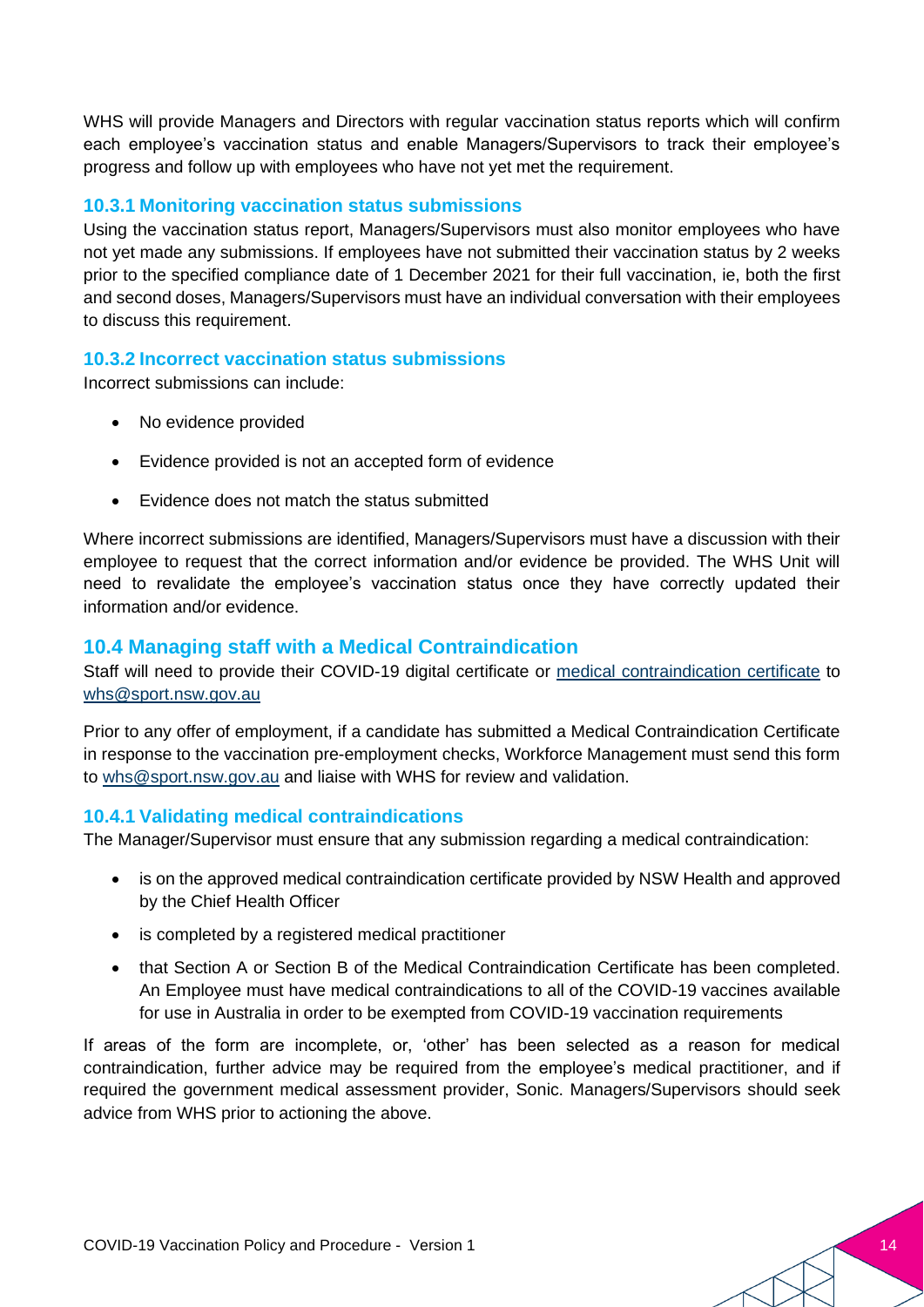WHS will provide Managers and Directors with regular vaccination status reports which will confirm each employee's vaccination status and enable Managers/Supervisors to track their employee's progress and follow up with employees who have not yet met the requirement.

### 10.3.1 Monitoring vaccination status submissions

Using the vaccination status report, Managers/Supervisors must also monitor employees who have not yet made any submissions. If employees have not submitted their vaccination status by 2 weeks prior to the specified compliance date of 1 December 2021 for their full vaccination, ie, both the first and second doses, Managers/Supervisors must have an individual conversation with their employees to discuss this requirement.

### 10.3.2 Incorrect vaccination status submissions

Incorrect submissions can include:

- No evidence provided
- Evidence provided is not an accepted form of evidence
- Evidence does not match the status submitted

Where incorrect submissions are identified, Managers/Supervisors must have a discussion with their employee to request that the correct information and/or evidence be provided. The WHS Unit will need to revalidate the employee's vaccination status once they have correctly updated their information and/or evidence.

## 10.4 Managing staff with a Medical Contraindication

Staff will need to provide their COVID-19 digital certificate or medical contraindication certificate to whs@sport.nsw.gov.au

Prior to any offer of employment, if a candidate has submitted a Medical Contraindication Certificate in response to the vaccination pre-employment checks, Workforce Management must send this form to whs@sport.nsw.gov.au and liaise with WHS for review and validation.

### 10.4.1 Validating medical contraindications

The Manager/Supervisor must ensure that any submission regarding a medical contraindication:

- is on the approved medical contraindication certificate provided by NSW Health and approved by the Chief Health Officer
- is completed by a registered medical practitioner
- that Section A or Section B of the Medical Contraindication Certificate has been completed. An Employee must have medical contraindications to all of the COVID-19 vaccines available for use in Australia in order to be exempted from COVID-19 vaccination requirements

If areas of the form are incomplete, or, 'other' has been selected as a reason for medical contraindication, further advice may be required from the employee's medical practitioner, and if required the government medical assessment provider, Sonic. Managers/Supervisors should seek advice from WHS prior to actioning the above.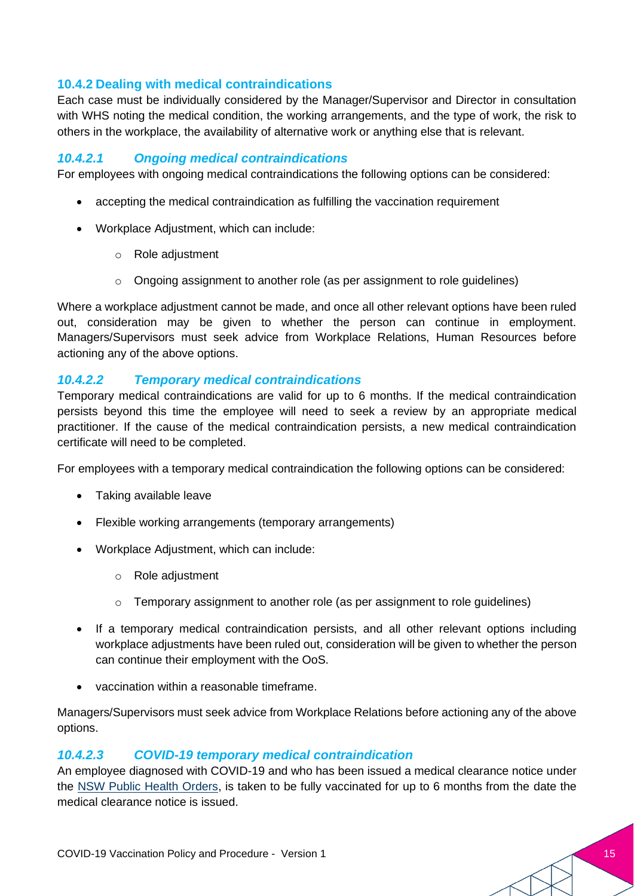### 10.4.2 Dealing with medical contraindications

Each case must be individually considered by the Manager/Supervisor and Director in consultation with WHS noting the medical condition, the working arrangements, and the type of work, the risk to others in the workplace, the availability of alternative work or anything else that is relevant.

#### *10.4.2.1 Ongoing medical contraindications*

For employees with ongoing medical contraindications the following options can be considered:

- accepting the medical contraindication as fulfilling the vaccination requirement
- Workplace Adjustment, which can include:
  - Role adjustment
  - Ongoing assignment to another role (as per assignment to role guidelines)

Where a workplace adjustment cannot be made, and once all other relevant options have been ruled out, consideration may be given to whether the person can continue in employment. Managers/Supervisors must seek advice from Workplace Relations, Human Resources before actioning any of the above options.

#### *10.4.2.2 Temporary medical contraindications*

Temporary medical contraindications are valid for up to 6 months. If the medical contraindication persists beyond this time the employee will need to seek a review by an appropriate medical practitioner. If the cause of the medical contraindication persists, a new medical contraindication certificate will need to be completed.

For employees with a temporary medical contraindication the following options can be considered:

- Taking available leave
- Flexible working arrangements (temporary arrangements)
- Workplace Adjustment, which can include:
  - Role adjustment
  - Temporary assignment to another role (as per assignment to role guidelines)
- If a temporary medical contraindication persists, and all other relevant options including workplace adjustments have been ruled out, consideration will be given to whether the person can continue their employment with the OoS.
- vaccination within a reasonable timeframe.

Managers/Supervisors must seek advice from Workplace Relations before actioning any of the above options.

#### *10.4.2.3 COVID-19 temporary medical contraindication*

An employee diagnosed with COVID-19 and who has been issued a medical clearance notice under the NSW Public Health Orders, is taken to be fully vaccinated for up to 6 months from the date the medical clearance notice is issued.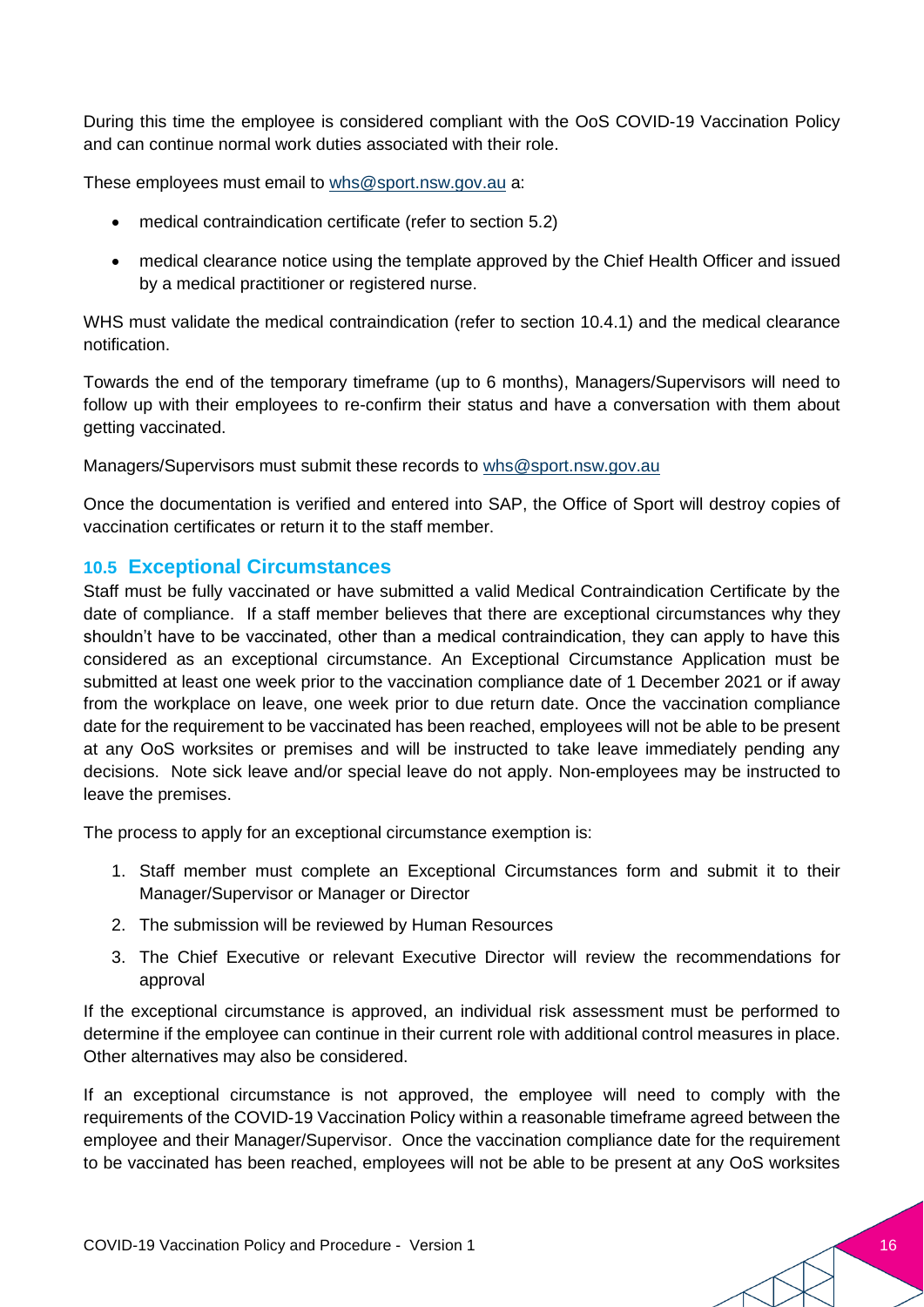During this time the employee is considered compliant with the OoS COVID-19 Vaccination Policy and can continue normal work duties associated with their role.

These employees must email to whs@sport.nsw.gov.au a:

- medical contraindication certificate (refer to section 5.2)
- medical clearance notice using the template approved by the Chief Health Officer and issued by a medical practitioner or registered nurse.

WHS must validate the medical contraindication (refer to section 10.4.1) and the medical clearance notification.

Towards the end of the temporary timeframe (up to 6 months), Managers/Supervisors will need to follow up with their employees to re-confirm their status and have a conversation with them about getting vaccinated.

Managers/Supervisors must submit these records to whs@sport.nsw.gov.au

Once the documentation is verified and entered into SAP, the Office of Sport will destroy copies of vaccination certificates or return it to the staff member.

### 10.5 Exceptional Circumstances

Staff must be fully vaccinated or have submitted a valid Medical Contraindication Certificate by the date of compliance. If a staff member believes that there are exceptional circumstances why they shouldn't have to be vaccinated, other than a medical contraindication, they can apply to have this considered as an exceptional circumstance. An Exceptional Circumstance Application must be submitted at least one week prior to the vaccination compliance date of 1 December 2021 or if away from the workplace on leave, one week prior to due return date. Once the vaccination compliance date for the requirement to be vaccinated has been reached, employees will not be able to be present at any OoS worksites or premises and will be instructed to take leave immediately pending any decisions. Note sick leave and/or special leave do not apply. Non-employees may be instructed to leave the premises.

The process to apply for an exceptional circumstance exemption is:

1. Staff member must complete an Exceptional Circumstances form and submit it to their Manager/Supervisor or Manager or Director
2. The submission will be reviewed by Human Resources
3. The Chief Executive or relevant Executive Director will review the recommendations for approval

If the exceptional circumstance is approved, an individual risk assessment must be performed to determine if the employee can continue in their current role with additional control measures in place. Other alternatives may also be considered.

If an exceptional circumstance is not approved, the employee will need to comply with the requirements of the COVID-19 Vaccination Policy within a reasonable timeframe agreed between the employee and their Manager/Supervisor. Once the vaccination compliance date for the requirement to be vaccinated has been reached, employees will not be able to be present at any OoS worksites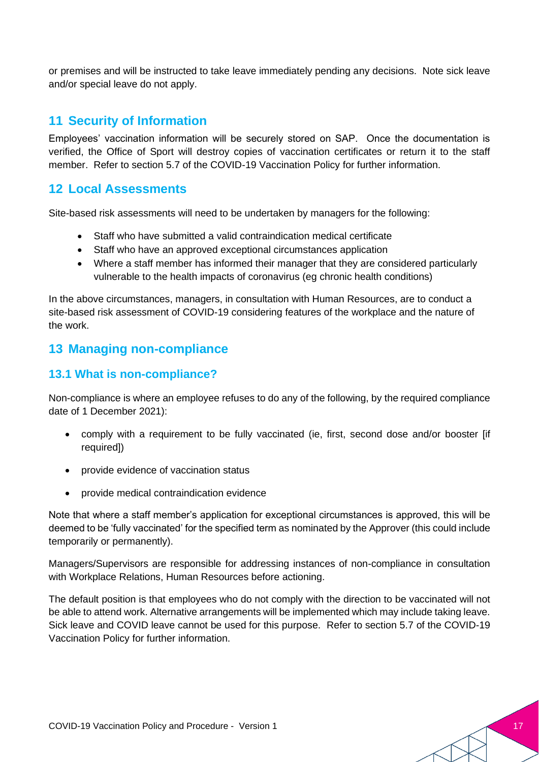or premises and will be instructed to take leave immediately pending any decisions. Note sick leave and/or special leave do not apply.

## 11 Security of Information

Employees' vaccination information will be securely stored on SAP. Once the documentation is verified, the Office of Sport will destroy copies of vaccination certificates or return it to the staff member. Refer to section 5.7 of the COVID-19 Vaccination Policy for further information.

## 12 Local Assessments

Site-based risk assessments will need to be undertaken by managers for the following:

- Staff who have submitted a valid contraindication medical certificate
- Staff who have an approved exceptional circumstances application
- Where a staff member has informed their manager that they are considered particularly vulnerable to the health impacts of coronavirus (eg chronic health conditions)

In the above circumstances, managers, in consultation with Human Resources, are to conduct a site-based risk assessment of COVID-19 considering features of the workplace and the nature of the work.

## 13 Managing non-compliance

### 13.1 What is non-compliance?

Non-compliance is where an employee refuses to do any of the following, by the required compliance date of 1 December 2021):

- comply with a requirement to be fully vaccinated (ie, first, second dose and/or booster [if required])
- provide evidence of vaccination status
- provide medical contraindication evidence

Note that where a staff member's application for exceptional circumstances is approved, this will be deemed to be 'fully vaccinated' for the specified term as nominated by the Approver (this could include temporarily or permanently).

Managers/Supervisors are responsible for addressing instances of non-compliance in consultation with Workplace Relations, Human Resources before actioning.

The default position is that employees who do not comply with the direction to be vaccinated will not be able to attend work. Alternative arrangements will be implemented which may include taking leave. Sick leave and COVID leave cannot be used for this purpose. Refer to section 5.7 of the COVID-19 Vaccination Policy for further information.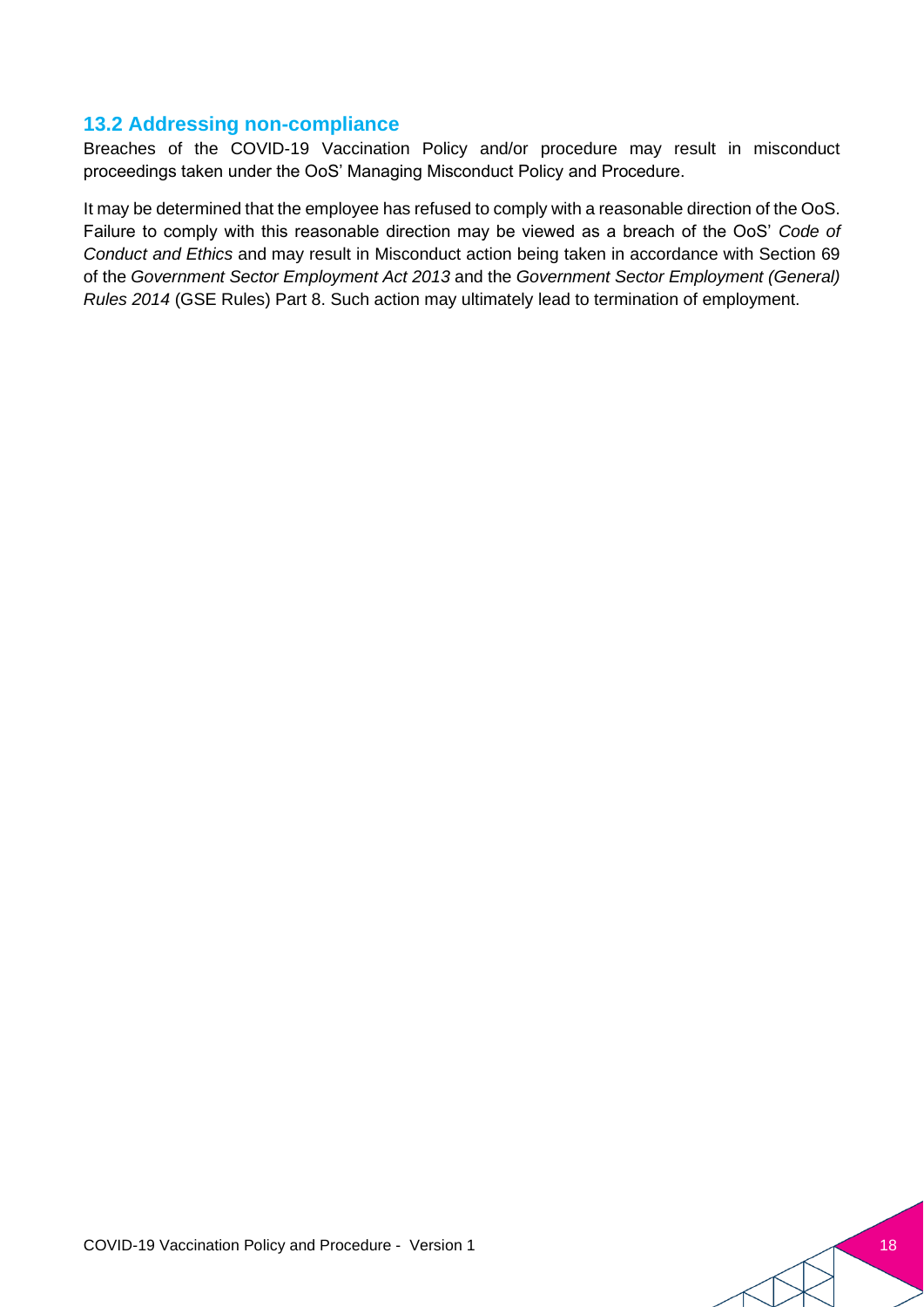## 13.2 Addressing non-compliance

Breaches of the COVID-19 Vaccination Policy and/or procedure may result in misconduct proceedings taken under the OoS' Managing Misconduct Policy and Procedure.

It may be determined that the employee has refused to comply with a reasonable direction of the OoS. Failure to comply with this reasonable direction may be viewed as a breach of the OoS' *Code of Conduct and Ethics* and may result in Misconduct action being taken in accordance with Section 69 of the *Government Sector Employment Act 2013* and the *Government Sector Employment (General) Rules 2014* (GSE Rules) Part 8. Such action may ultimately lead to termination of employment.